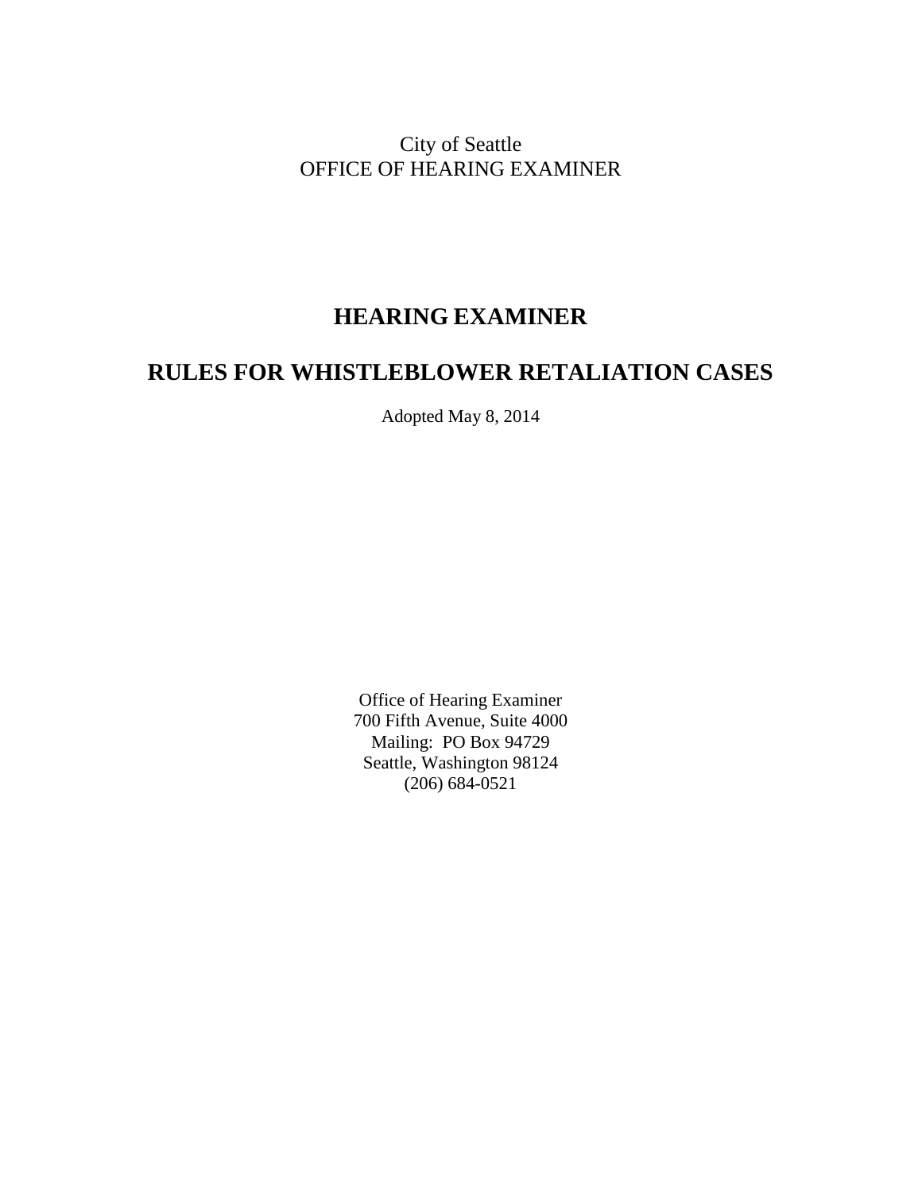City of Seattle
OFFICE OF HEARING EXAMINER

# HEARING EXAMINER

# RULES FOR WHISTLEBLOWER RETALIATION CASES

Adopted May 8, 2014

Office of Hearing Examiner
700 Fifth Avenue, Suite 4000
Mailing: PO Box 94729
Seattle, Washington 98124
(206) 684-0521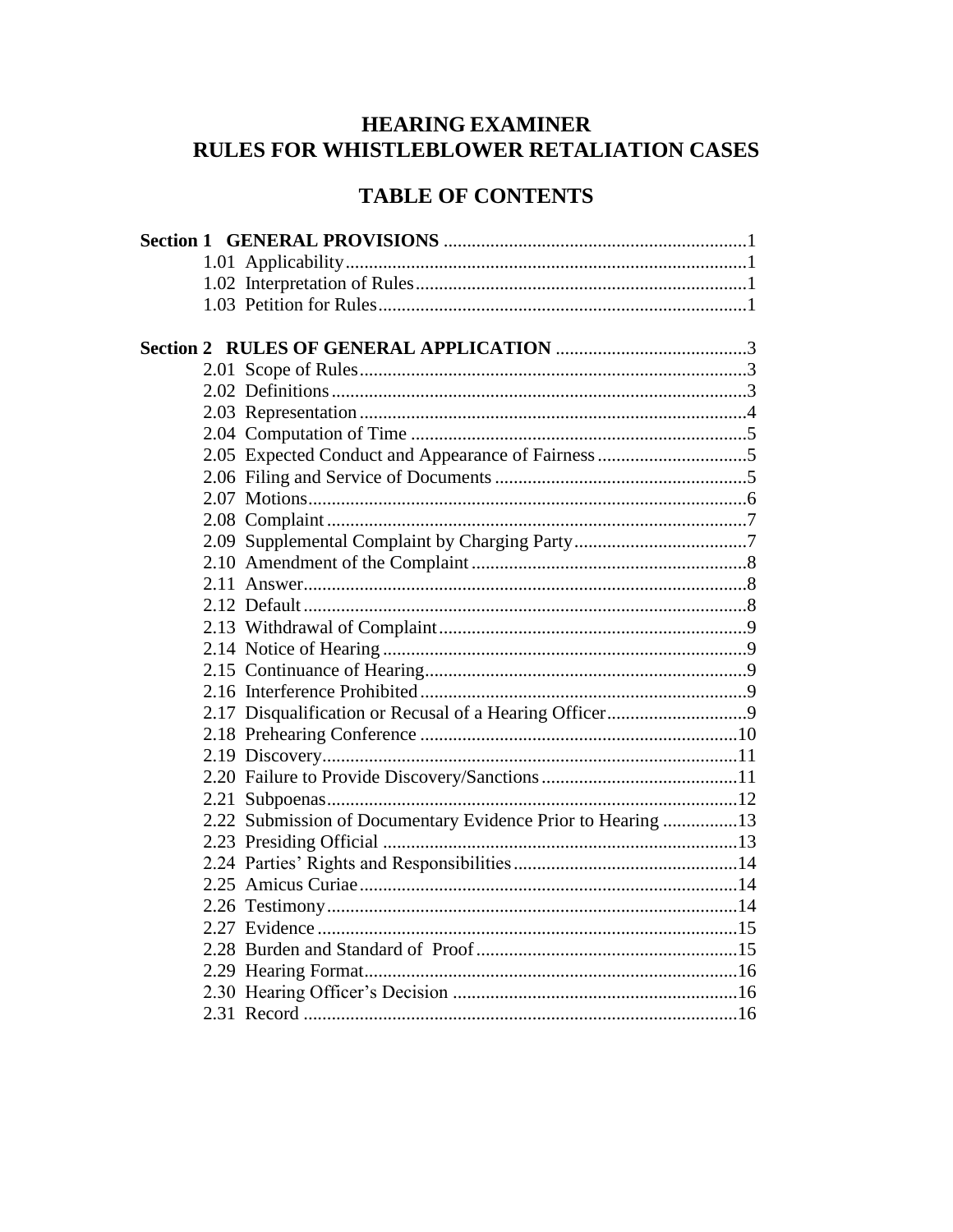# HEARING EXAMINER
# RULES FOR WHISTLEBLOWER RETALIATION CASES

## TABLE OF CONTENTS

**Section 1 GENERAL PROVISIONS** ................................................................1

- 1.01 Applicability.....................................................................................1
- 1.02 Interpretation of Rules......................................................................1
- 1.03 Petition for Rules..............................................................................1

**Section 2 RULES OF GENERAL APPLICATION** .........................................3

- 2.01 Scope of Rules..................................................................................3
- 2.02 Definitions........................................................................................3
- 2.03 Representation..................................................................................4
- 2.04 Computation of Time........................................................................5
- 2.05 Expected Conduct and Appearance of Fairness................................5
- 2.06 Filing and Service of Documents......................................................5
- 2.07 Motions.............................................................................................6
- 2.08 Complaint.........................................................................................7
- 2.09 Supplemental Complaint by Charging Party.....................................7
- 2.10 Amendment of the Complaint...........................................................8
- 2.11 Answer..............................................................................................8
- 2.12 Default..............................................................................................8
- 2.13 Withdrawal of Complaint..................................................................9
- 2.14 Notice of Hearing..............................................................................9
- 2.15 Continuance of Hearing....................................................................9
- 2.16 Interference Prohibited.....................................................................9
- 2.17 Disqualification or Recusal of a Hearing Officer..............................9
- 2.18 Prehearing Conference....................................................................10
- 2.19 Discovery........................................................................................11
- 2.20 Failure to Provide Discovery/Sanctions..........................................11
- 2.21 Subpoenas.......................................................................................12
- 2.22 Submission of Documentary Evidence Prior to Hearing................13
- 2.23 Presiding Official...........................................................................13
- 2.24 Parties' Rights and Responsibilities................................................14
- 2.25 Amicus Curiae................................................................................14
- 2.26 Testimony.......................................................................................14
- 2.27 Evidence.........................................................................................15
- 2.28 Burden and Standard of Proof.........................................................15
- 2.29 Hearing Format...............................................................................16
- 2.30 Hearing Officer's Decision.............................................................16
- 2.31 Record............................................................................................16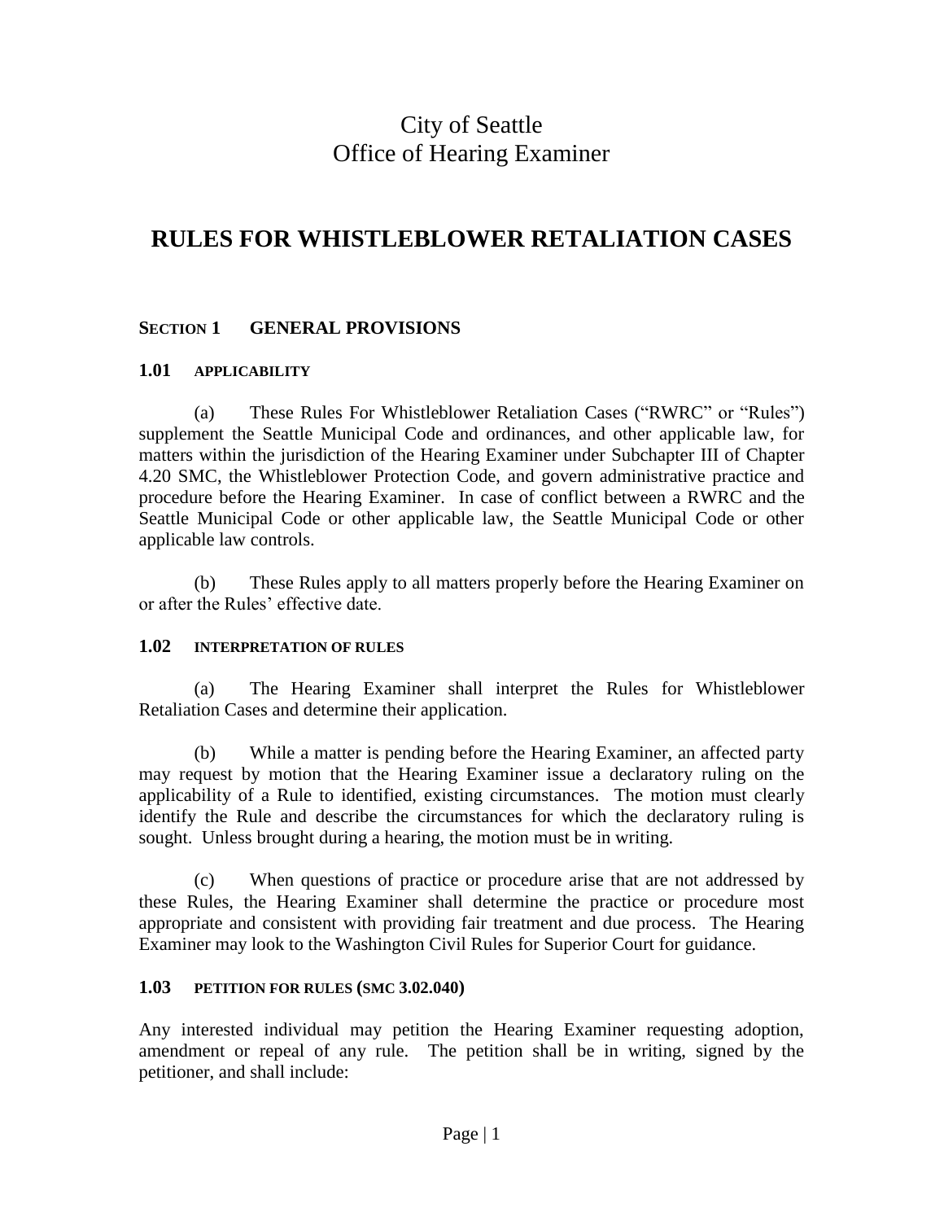# City of Seattle
# Office of Hearing Examiner

# RULES FOR WHISTLEBLOWER RETALIATION CASES

## SECTION 1 GENERAL PROVISIONS

### 1.01 APPLICABILITY

(a) These Rules For Whistleblower Retaliation Cases ("RWRC" or "Rules") supplement the Seattle Municipal Code and ordinances, and other applicable law, for matters within the jurisdiction of the Hearing Examiner under Subchapter III of Chapter 4.20 SMC, the Whistleblower Protection Code, and govern administrative practice and procedure before the Hearing Examiner. In case of conflict between a RWRC and the Seattle Municipal Code or other applicable law, the Seattle Municipal Code or other applicable law controls.

(b) These Rules apply to all matters properly before the Hearing Examiner on or after the Rules' effective date.

### 1.02 INTERPRETATION OF RULES

(a) The Hearing Examiner shall interpret the Rules for Whistleblower Retaliation Cases and determine their application.

(b) While a matter is pending before the Hearing Examiner, an affected party may request by motion that the Hearing Examiner issue a declaratory ruling on the applicability of a Rule to identified, existing circumstances. The motion must clearly identify the Rule and describe the circumstances for which the declaratory ruling is sought. Unless brought during a hearing, the motion must be in writing.

(c) When questions of practice or procedure arise that are not addressed by these Rules, the Hearing Examiner shall determine the practice or procedure most appropriate and consistent with providing fair treatment and due process. The Hearing Examiner may look to the Washington Civil Rules for Superior Court for guidance.

### 1.03 PETITION FOR RULES (SMC 3.02.040)

Any interested individual may petition the Hearing Examiner requesting adoption, amendment or repeal of any rule. The petition shall be in writing, signed by the petitioner, and shall include: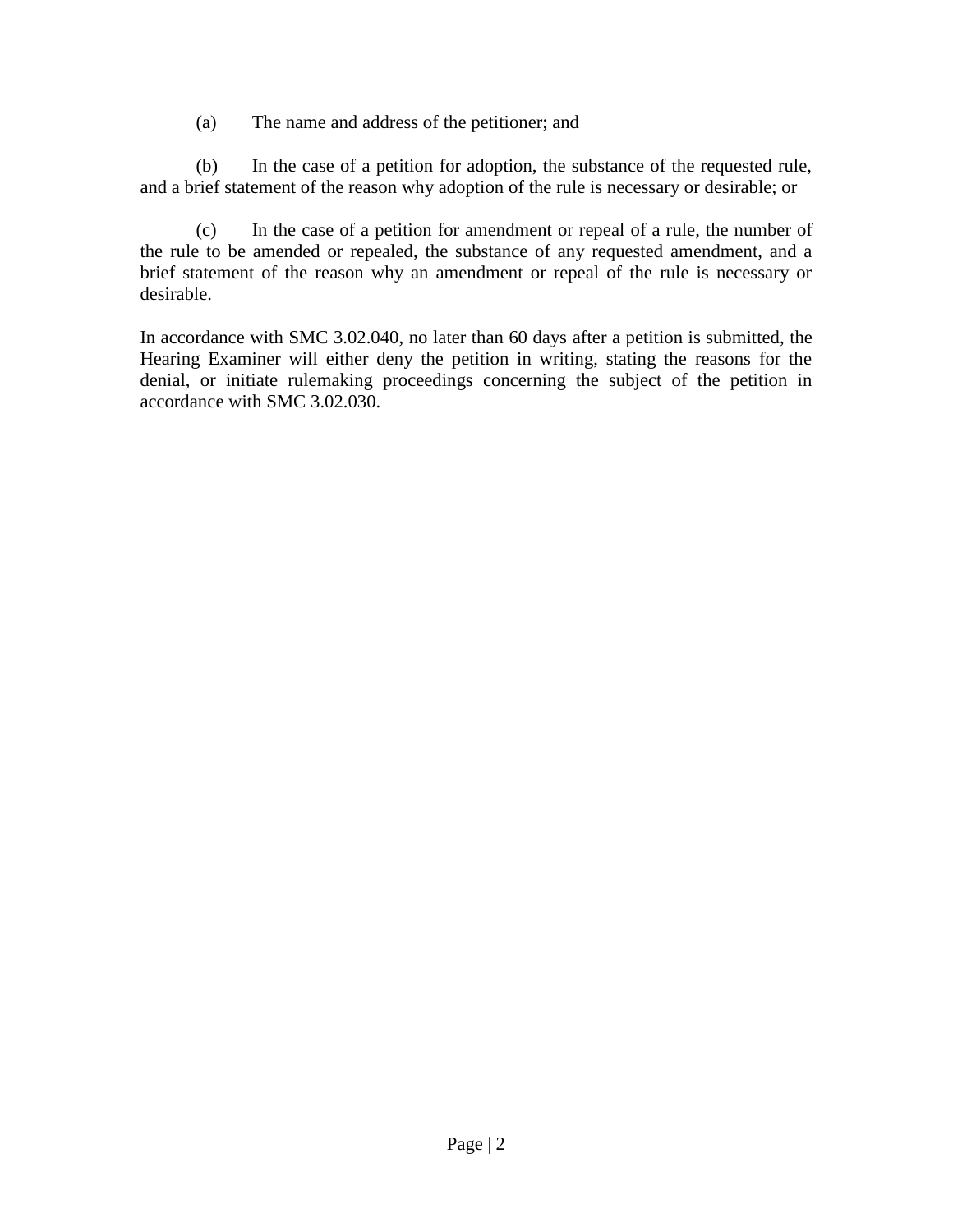(a) The name and address of the petitioner; and

(b) In the case of a petition for adoption, the substance of the requested rule, and a brief statement of the reason why adoption of the rule is necessary or desirable; or

(c) In the case of a petition for amendment or repeal of a rule, the number of the rule to be amended or repealed, the substance of any requested amendment, and a brief statement of the reason why an amendment or repeal of the rule is necessary or desirable.

In accordance with SMC 3.02.040, no later than 60 days after a petition is submitted, the Hearing Examiner will either deny the petition in writing, stating the reasons for the denial, or initiate rulemaking proceedings concerning the subject of the petition in accordance with SMC 3.02.030.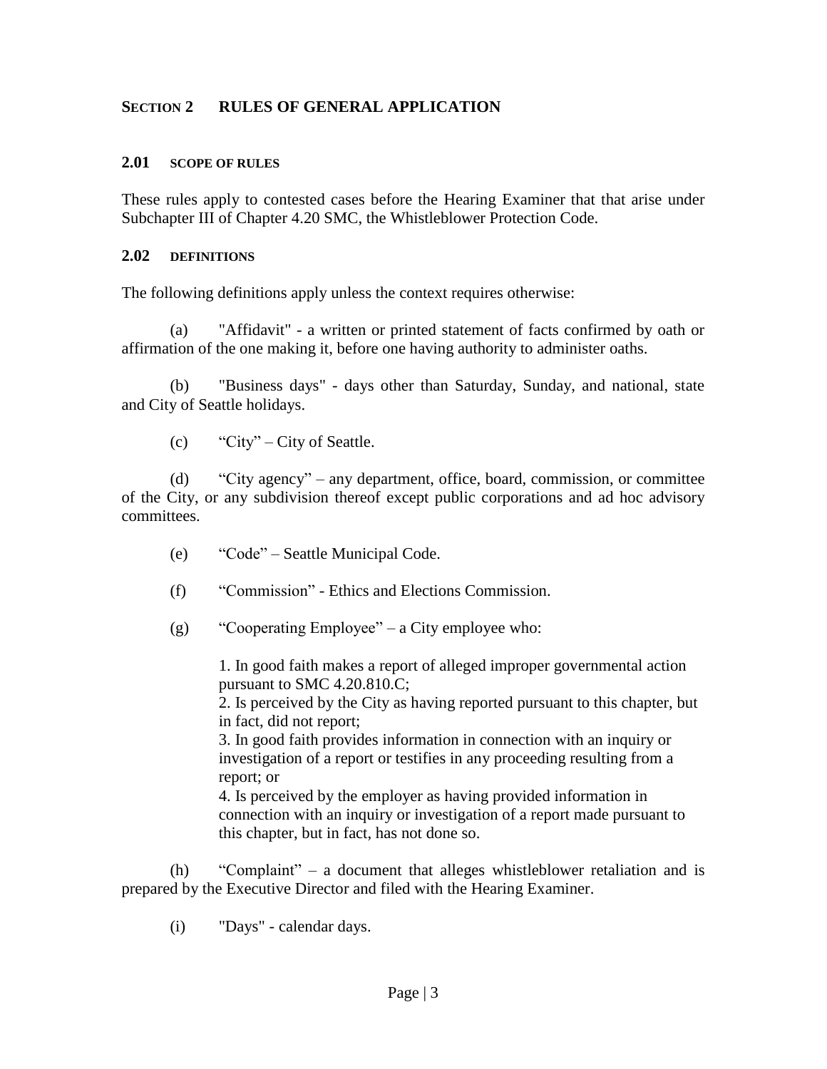## SECTION 2 RULES OF GENERAL APPLICATION

### 2.01 SCOPE OF RULES

These rules apply to contested cases before the Hearing Examiner that that arise under Subchapter III of Chapter 4.20 SMC, the Whistleblower Protection Code.

### 2.02 DEFINITIONS

The following definitions apply unless the context requires otherwise:

(a) "Affidavit" - a written or printed statement of facts confirmed by oath or affirmation of the one making it, before one having authority to administer oaths.

(b) "Business days" - days other than Saturday, Sunday, and national, state and City of Seattle holidays.

(c) "City" – City of Seattle.

(d) "City agency" – any department, office, board, commission, or committee of the City, or any subdivision thereof except public corporations and ad hoc advisory committees.

(e) "Code" – Seattle Municipal Code.

(f) "Commission" - Ethics and Elections Commission.

(g) "Cooperating Employee" – a City employee who:

1. In good faith makes a report of alleged improper governmental action pursuant to SMC 4.20.810.C;
2. Is perceived by the City as having reported pursuant to this chapter, but in fact, did not report;
3. In good faith provides information in connection with an inquiry or investigation of a report or testifies in any proceeding resulting from a report; or
4. Is perceived by the employer as having provided information in connection with an inquiry or investigation of a report made pursuant to this chapter, but in fact, has not done so.

(h) "Complaint" – a document that alleges whistleblower retaliation and is prepared by the Executive Director and filed with the Hearing Examiner.

(i) "Days" - calendar days.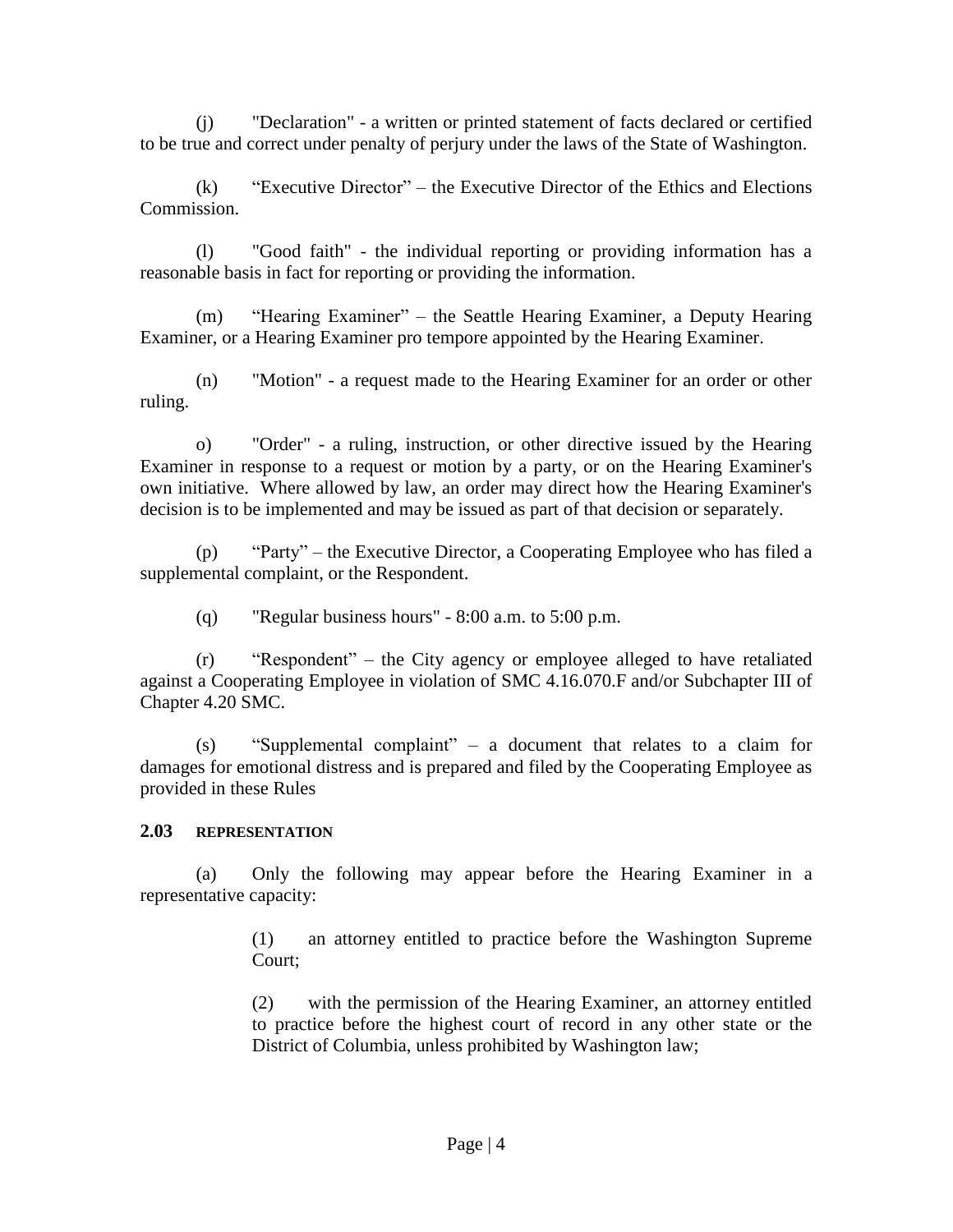(j) "Declaration" - a written or printed statement of facts declared or certified to be true and correct under penalty of perjury under the laws of the State of Washington.

(k) "Executive Director" – the Executive Director of the Ethics and Elections Commission.

(l) "Good faith" - the individual reporting or providing information has a reasonable basis in fact for reporting or providing the information.

(m) "Hearing Examiner" – the Seattle Hearing Examiner, a Deputy Hearing Examiner, or a Hearing Examiner pro tempore appointed by the Hearing Examiner.

(n) "Motion" - a request made to the Hearing Examiner for an order or other ruling.

o) "Order" - a ruling, instruction, or other directive issued by the Hearing Examiner in response to a request or motion by a party, or on the Hearing Examiner's own initiative. Where allowed by law, an order may direct how the Hearing Examiner's decision is to be implemented and may be issued as part of that decision or separately.

(p) "Party" – the Executive Director, a Cooperating Employee who has filed a supplemental complaint, or the Respondent.

(q) "Regular business hours" - 8:00 a.m. to 5:00 p.m.

(r) "Respondent" – the City agency or employee alleged to have retaliated against a Cooperating Employee in violation of SMC 4.16.070.F and/or Subchapter III of Chapter 4.20 SMC.

(s) "Supplemental complaint" – a document that relates to a claim for damages for emotional distress and is prepared and filed by the Cooperating Employee as provided in these Rules

### 2.03 REPRESENTATION

(a) Only the following may appear before the Hearing Examiner in a representative capacity:

> (1) an attorney entitled to practice before the Washington Supreme Court;
>
> (2) with the permission of the Hearing Examiner, an attorney entitled to practice before the highest court of record in any other state or the District of Columbia, unless prohibited by Washington law;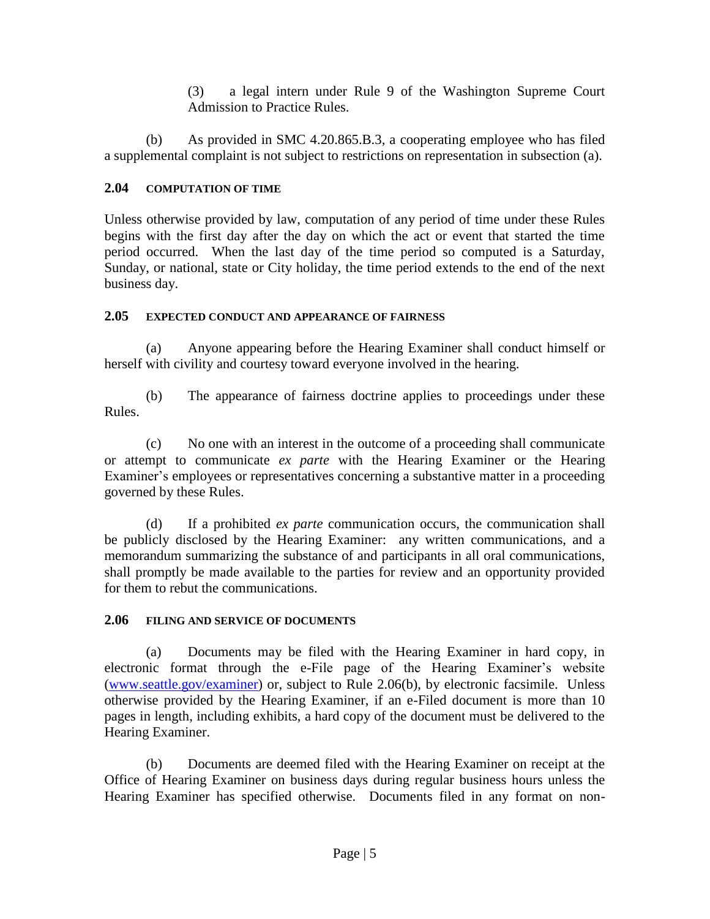(3) a legal intern under Rule 9 of the Washington Supreme Court Admission to Practice Rules.

(b) As provided in SMC 4.20.865.B.3, a cooperating employee who has filed a supplemental complaint is not subject to restrictions on representation in subsection (a).

### 2.04 COMPUTATION OF TIME

Unless otherwise provided by law, computation of any period of time under these Rules begins with the first day after the day on which the act or event that started the time period occurred. When the last day of the time period so computed is a Saturday, Sunday, or national, state or City holiday, the time period extends to the end of the next business day.

### 2.05 EXPECTED CONDUCT AND APPEARANCE OF FAIRNESS

(a) Anyone appearing before the Hearing Examiner shall conduct himself or herself with civility and courtesy toward everyone involved in the hearing.

(b) The appearance of fairness doctrine applies to proceedings under these Rules.

(c) No one with an interest in the outcome of a proceeding shall communicate or attempt to communicate *ex parte* with the Hearing Examiner or the Hearing Examiner's employees or representatives concerning a substantive matter in a proceeding governed by these Rules.

(d) If a prohibited *ex parte* communication occurs, the communication shall be publicly disclosed by the Hearing Examiner: any written communications, and a memorandum summarizing the substance of and participants in all oral communications, shall promptly be made available to the parties for review and an opportunity provided for them to rebut the communications.

### 2.06 FILING AND SERVICE OF DOCUMENTS

(a) Documents may be filed with the Hearing Examiner in hard copy, in electronic format through the e-File page of the Hearing Examiner's website (www.seattle.gov/examiner) or, subject to Rule 2.06(b), by electronic facsimile. Unless otherwise provided by the Hearing Examiner, if an e-Filed document is more than 10 pages in length, including exhibits, a hard copy of the document must be delivered to the Hearing Examiner.

(b) Documents are deemed filed with the Hearing Examiner on receipt at the Office of Hearing Examiner on business days during regular business hours unless the Hearing Examiner has specified otherwise. Documents filed in any format on non-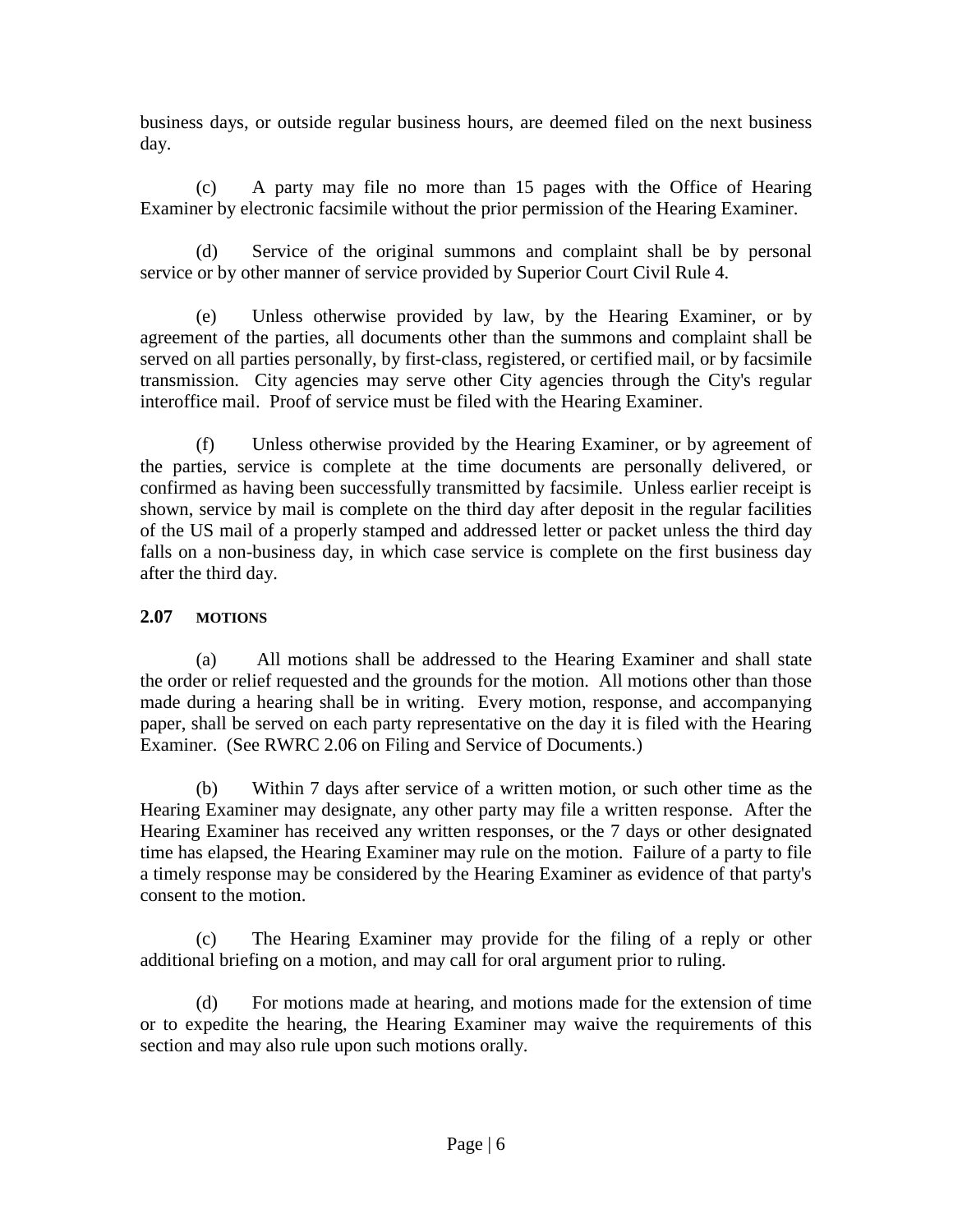business days, or outside regular business hours, are deemed filed on the next business day.

(c) A party may file no more than 15 pages with the Office of Hearing Examiner by electronic facsimile without the prior permission of the Hearing Examiner.

(d) Service of the original summons and complaint shall be by personal service or by other manner of service provided by Superior Court Civil Rule 4.

(e) Unless otherwise provided by law, by the Hearing Examiner, or by agreement of the parties, all documents other than the summons and complaint shall be served on all parties personally, by first-class, registered, or certified mail, or by facsimile transmission. City agencies may serve other City agencies through the City's regular interoffice mail. Proof of service must be filed with the Hearing Examiner.

(f) Unless otherwise provided by the Hearing Examiner, or by agreement of the parties, service is complete at the time documents are personally delivered, or confirmed as having been successfully transmitted by facsimile. Unless earlier receipt is shown, service by mail is complete on the third day after deposit in the regular facilities of the US mail of a properly stamped and addressed letter or packet unless the third day falls on a non-business day, in which case service is complete on the first business day after the third day.

### 2.07 MOTIONS

(a) All motions shall be addressed to the Hearing Examiner and shall state the order or relief requested and the grounds for the motion. All motions other than those made during a hearing shall be in writing. Every motion, response, and accompanying paper, shall be served on each party representative on the day it is filed with the Hearing Examiner. (See RWRC 2.06 on Filing and Service of Documents.)

(b) Within 7 days after service of a written motion, or such other time as the Hearing Examiner may designate, any other party may file a written response. After the Hearing Examiner has received any written responses, or the 7 days or other designated time has elapsed, the Hearing Examiner may rule on the motion. Failure of a party to file a timely response may be considered by the Hearing Examiner as evidence of that party's consent to the motion.

(c) The Hearing Examiner may provide for the filing of a reply or other additional briefing on a motion, and may call for oral argument prior to ruling.

(d) For motions made at hearing, and motions made for the extension of time or to expedite the hearing, the Hearing Examiner may waive the requirements of this section and may also rule upon such motions orally.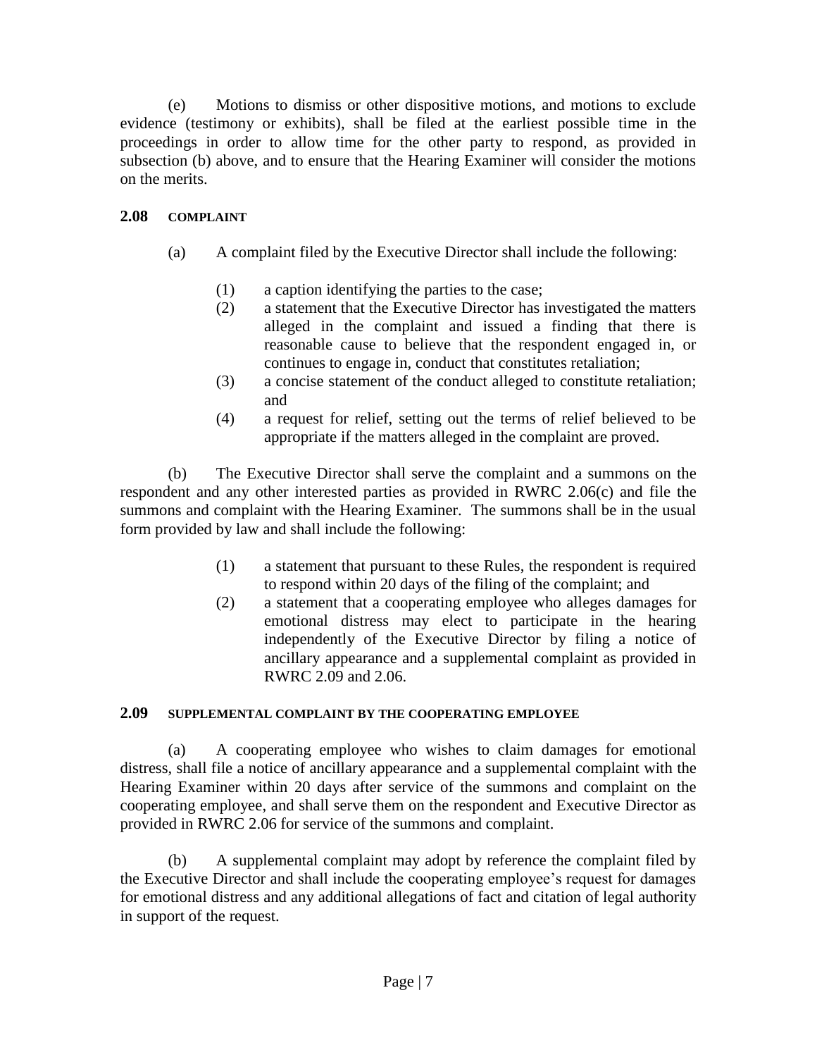(e) Motions to dismiss or other dispositive motions, and motions to exclude evidence (testimony or exhibits), shall be filed at the earliest possible time in the proceedings in order to allow time for the other party to respond, as provided in subsection (b) above, and to ensure that the Hearing Examiner will consider the motions on the merits.

### 2.08 COMPLAINT

(a) A complaint filed by the Executive Director shall include the following:

(1) a caption identifying the parties to the case;

(2) a statement that the Executive Director has investigated the matters alleged in the complaint and issued a finding that there is reasonable cause to believe that the respondent engaged in, or continues to engage in, conduct that constitutes retaliation;

(3) a concise statement of the conduct alleged to constitute retaliation; and

(4) a request for relief, setting out the terms of relief believed to be appropriate if the matters alleged in the complaint are proved.

(b) The Executive Director shall serve the complaint and a summons on the respondent and any other interested parties as provided in RWRC 2.06(c) and file the summons and complaint with the Hearing Examiner. The summons shall be in the usual form provided by law and shall include the following:

(1) a statement that pursuant to these Rules, the respondent is required to respond within 20 days of the filing of the complaint; and

(2) a statement that a cooperating employee who alleges damages for emotional distress may elect to participate in the hearing independently of the Executive Director by filing a notice of ancillary appearance and a supplemental complaint as provided in RWRC 2.09 and 2.06.

### 2.09 SUPPLEMENTAL COMPLAINT BY THE COOPERATING EMPLOYEE

(a) A cooperating employee who wishes to claim damages for emotional distress, shall file a notice of ancillary appearance and a supplemental complaint with the Hearing Examiner within 20 days after service of the summons and complaint on the cooperating employee, and shall serve them on the respondent and Executive Director as provided in RWRC 2.06 for service of the summons and complaint.

(b) A supplemental complaint may adopt by reference the complaint filed by the Executive Director and shall include the cooperating employee's request for damages for emotional distress and any additional allegations of fact and citation of legal authority in support of the request.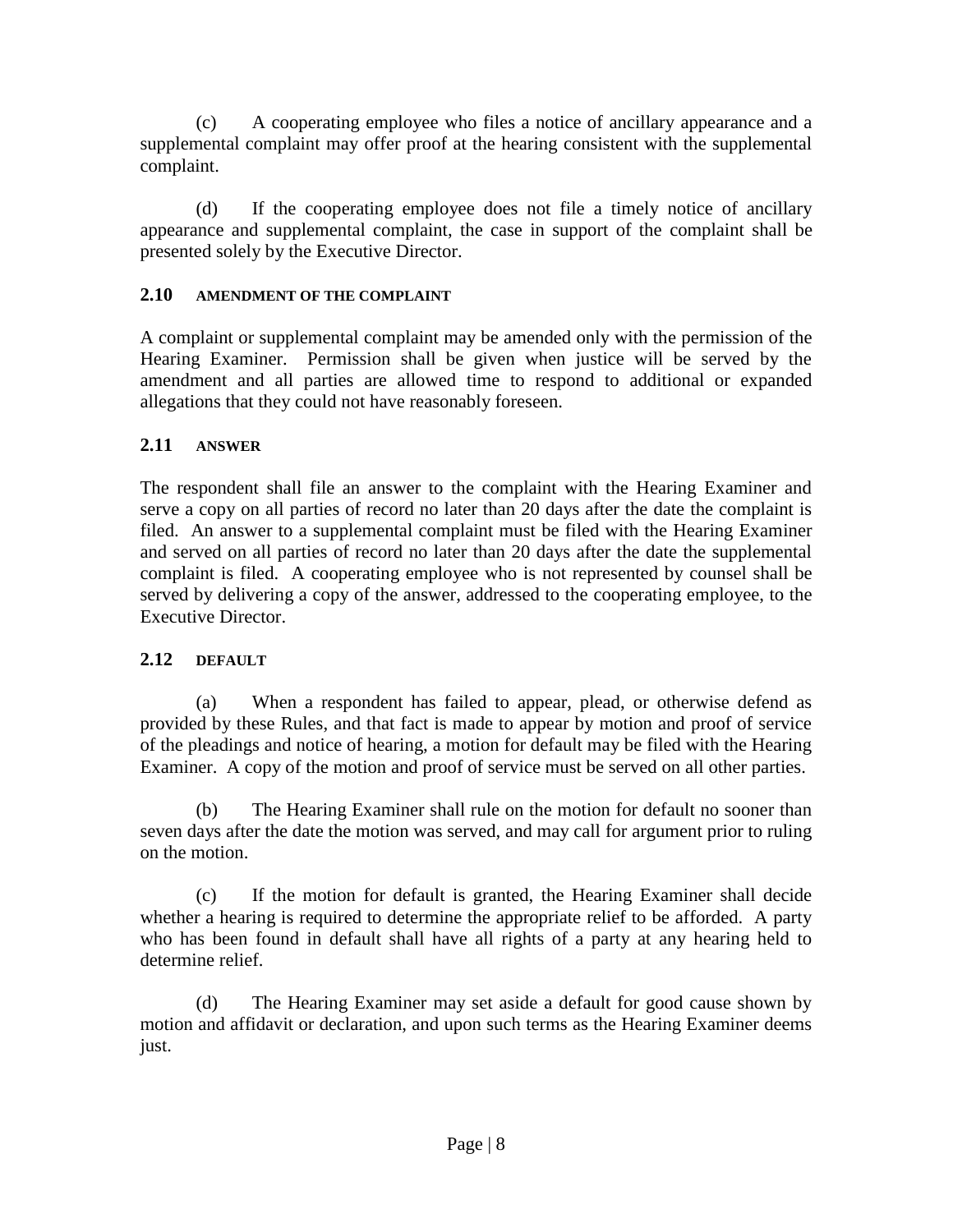(c) A cooperating employee who files a notice of ancillary appearance and a supplemental complaint may offer proof at the hearing consistent with the supplemental complaint.

(d) If the cooperating employee does not file a timely notice of ancillary appearance and supplemental complaint, the case in support of the complaint shall be presented solely by the Executive Director.

### 2.10 AMENDMENT OF THE COMPLAINT

A complaint or supplemental complaint may be amended only with the permission of the Hearing Examiner. Permission shall be given when justice will be served by the amendment and all parties are allowed time to respond to additional or expanded allegations that they could not have reasonably foreseen.

### 2.11 ANSWER

The respondent shall file an answer to the complaint with the Hearing Examiner and serve a copy on all parties of record no later than 20 days after the date the complaint is filed. An answer to a supplemental complaint must be filed with the Hearing Examiner and served on all parties of record no later than 20 days after the date the supplemental complaint is filed. A cooperating employee who is not represented by counsel shall be served by delivering a copy of the answer, addressed to the cooperating employee, to the Executive Director.

### 2.12 DEFAULT

(a) When a respondent has failed to appear, plead, or otherwise defend as provided by these Rules, and that fact is made to appear by motion and proof of service of the pleadings and notice of hearing, a motion for default may be filed with the Hearing Examiner. A copy of the motion and proof of service must be served on all other parties.

(b) The Hearing Examiner shall rule on the motion for default no sooner than seven days after the date the motion was served, and may call for argument prior to ruling on the motion.

(c) If the motion for default is granted, the Hearing Examiner shall decide whether a hearing is required to determine the appropriate relief to be afforded. A party who has been found in default shall have all rights of a party at any hearing held to determine relief.

(d) The Hearing Examiner may set aside a default for good cause shown by motion and affidavit or declaration, and upon such terms as the Hearing Examiner deems just.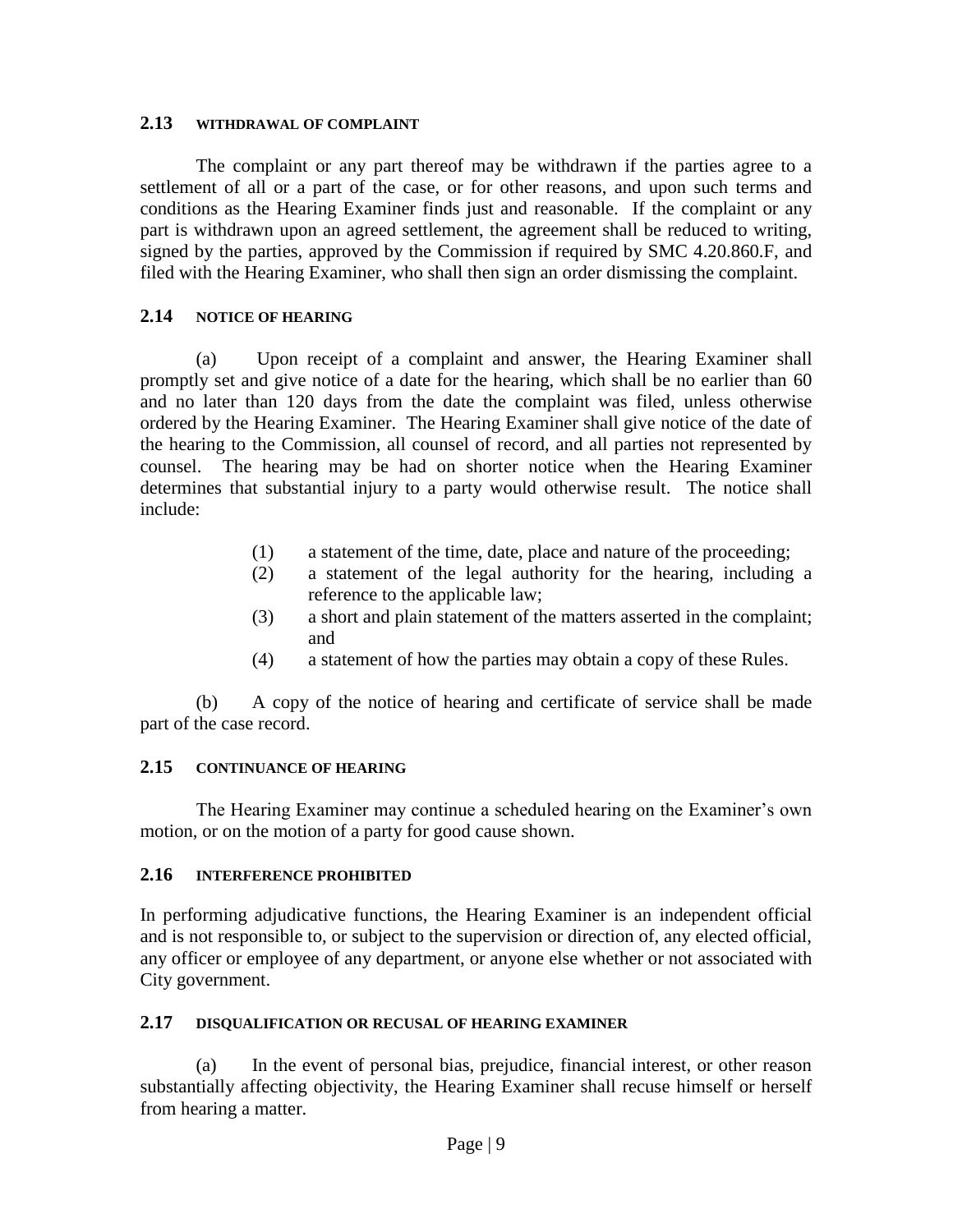### 2.13 WITHDRAWAL OF COMPLAINT

The complaint or any part thereof may be withdrawn if the parties agree to a settlement of all or a part of the case, or for other reasons, and upon such terms and conditions as the Hearing Examiner finds just and reasonable. If the complaint or any part is withdrawn upon an agreed settlement, the agreement shall be reduced to writing, signed by the parties, approved by the Commission if required by SMC 4.20.860.F, and filed with the Hearing Examiner, who shall then sign an order dismissing the complaint.

### 2.14 NOTICE OF HEARING

(a) Upon receipt of a complaint and answer, the Hearing Examiner shall promptly set and give notice of a date for the hearing, which shall be no earlier than 60 and no later than 120 days from the date the complaint was filed, unless otherwise ordered by the Hearing Examiner. The Hearing Examiner shall give notice of the date of the hearing to the Commission, all counsel of record, and all parties not represented by counsel. The hearing may be had on shorter notice when the Hearing Examiner determines that substantial injury to a party would otherwise result. The notice shall include:

(1) a statement of the time, date, place and nature of the proceeding;
(2) a statement of the legal authority for the hearing, including a reference to the applicable law;
(3) a short and plain statement of the matters asserted in the complaint; and
(4) a statement of how the parties may obtain a copy of these Rules.

(b) A copy of the notice of hearing and certificate of service shall be made part of the case record.

### 2.15 CONTINUANCE OF HEARING

The Hearing Examiner may continue a scheduled hearing on the Examiner's own motion, or on the motion of a party for good cause shown.

### 2.16 INTERFERENCE PROHIBITED

In performing adjudicative functions, the Hearing Examiner is an independent official and is not responsible to, or subject to the supervision or direction of, any elected official, any officer or employee of any department, or anyone else whether or not associated with City government.

### 2.17 DISQUALIFICATION OR RECUSAL OF HEARING EXAMINER

(a) In the event of personal bias, prejudice, financial interest, or other reason substantially affecting objectivity, the Hearing Examiner shall recuse himself or herself from hearing a matter.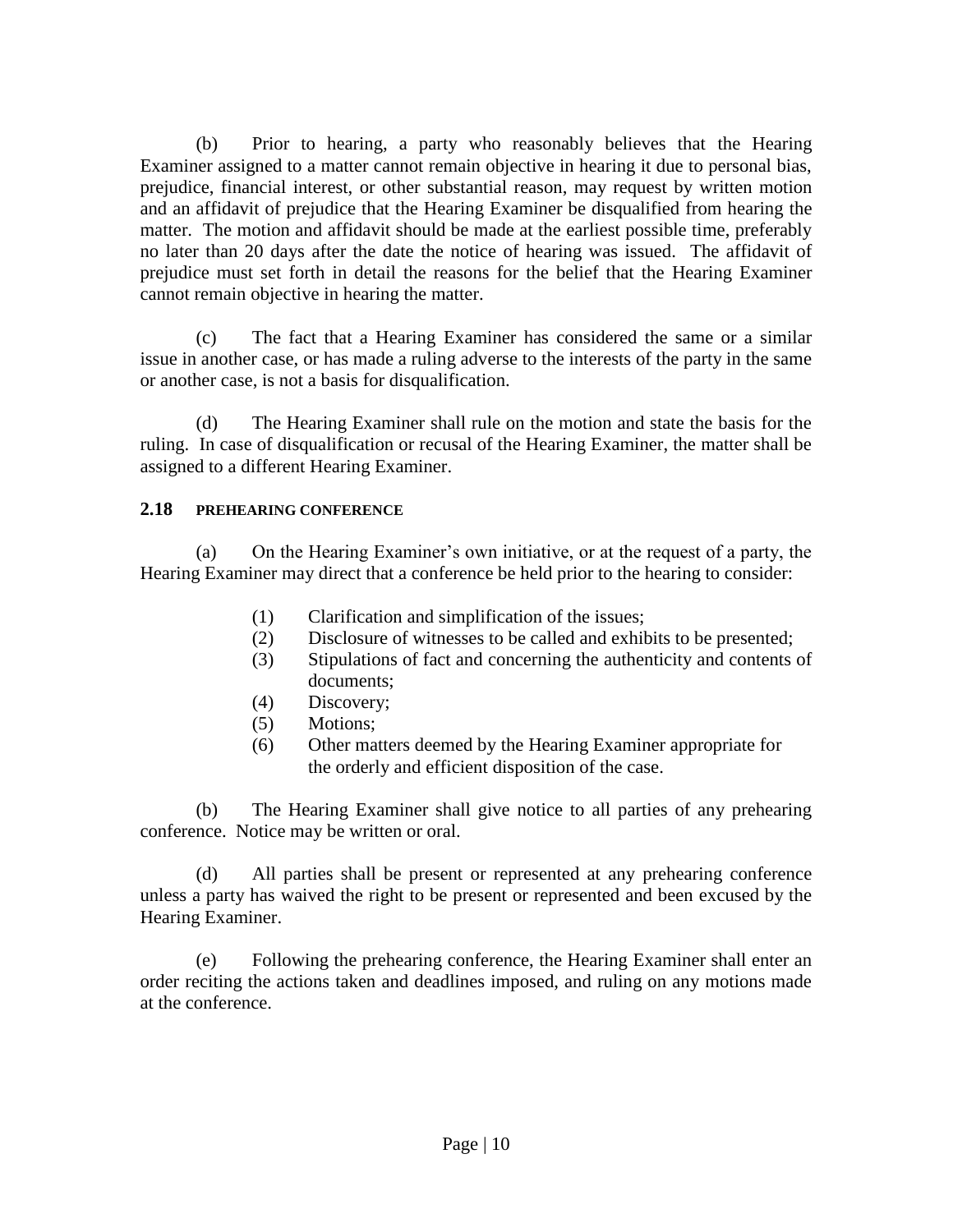(b) Prior to hearing, a party who reasonably believes that the Hearing Examiner assigned to a matter cannot remain objective in hearing it due to personal bias, prejudice, financial interest, or other substantial reason, may request by written motion and an affidavit of prejudice that the Hearing Examiner be disqualified from hearing the matter. The motion and affidavit should be made at the earliest possible time, preferably no later than 20 days after the date the notice of hearing was issued. The affidavit of prejudice must set forth in detail the reasons for the belief that the Hearing Examiner cannot remain objective in hearing the matter.

(c) The fact that a Hearing Examiner has considered the same or a similar issue in another case, or has made a ruling adverse to the interests of the party in the same or another case, is not a basis for disqualification.

(d) The Hearing Examiner shall rule on the motion and state the basis for the ruling. In case of disqualification or recusal of the Hearing Examiner, the matter shall be assigned to a different Hearing Examiner.

### 2.18 PREHEARING CONFERENCE

(a) On the Hearing Examiner's own initiative, or at the request of a party, the Hearing Examiner may direct that a conference be held prior to the hearing to consider:

(1) Clarification and simplification of the issues;
(2) Disclosure of witnesses to be called and exhibits to be presented;
(3) Stipulations of fact and concerning the authenticity and contents of documents;
(4) Discovery;
(5) Motions;
(6) Other matters deemed by the Hearing Examiner appropriate for the orderly and efficient disposition of the case.

(b) The Hearing Examiner shall give notice to all parties of any prehearing conference. Notice may be written or oral.

(d) All parties shall be present or represented at any prehearing conference unless a party has waived the right to be present or represented and been excused by the Hearing Examiner.

(e) Following the prehearing conference, the Hearing Examiner shall enter an order reciting the actions taken and deadlines imposed, and ruling on any motions made at the conference.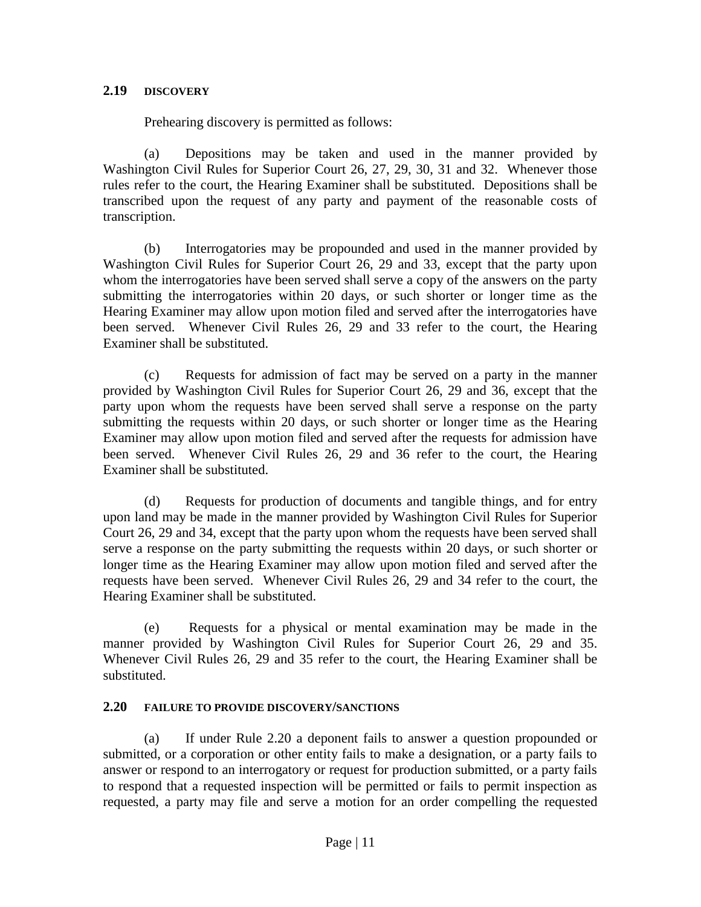## 2.19 DISCOVERY

Prehearing discovery is permitted as follows:

(a) Depositions may be taken and used in the manner provided by Washington Civil Rules for Superior Court 26, 27, 29, 30, 31 and 32. Whenever those rules refer to the court, the Hearing Examiner shall be substituted. Depositions shall be transcribed upon the request of any party and payment of the reasonable costs of transcription.

(b) Interrogatories may be propounded and used in the manner provided by Washington Civil Rules for Superior Court 26, 29 and 33, except that the party upon whom the interrogatories have been served shall serve a copy of the answers on the party submitting the interrogatories within 20 days, or such shorter or longer time as the Hearing Examiner may allow upon motion filed and served after the interrogatories have been served. Whenever Civil Rules 26, 29 and 33 refer to the court, the Hearing Examiner shall be substituted.

(c) Requests for admission of fact may be served on a party in the manner provided by Washington Civil Rules for Superior Court 26, 29 and 36, except that the party upon whom the requests have been served shall serve a response on the party submitting the requests within 20 days, or such shorter or longer time as the Hearing Examiner may allow upon motion filed and served after the requests for admission have been served. Whenever Civil Rules 26, 29 and 36 refer to the court, the Hearing Examiner shall be substituted.

(d) Requests for production of documents and tangible things, and for entry upon land may be made in the manner provided by Washington Civil Rules for Superior Court 26, 29 and 34, except that the party upon whom the requests have been served shall serve a response on the party submitting the requests within 20 days, or such shorter or longer time as the Hearing Examiner may allow upon motion filed and served after the requests have been served. Whenever Civil Rules 26, 29 and 34 refer to the court, the Hearing Examiner shall be substituted.

(e) Requests for a physical or mental examination may be made in the manner provided by Washington Civil Rules for Superior Court 26, 29 and 35. Whenever Civil Rules 26, 29 and 35 refer to the court, the Hearing Examiner shall be substituted.

## 2.20 FAILURE TO PROVIDE DISCOVERY/SANCTIONS

(a) If under Rule 2.20 a deponent fails to answer a question propounded or submitted, or a corporation or other entity fails to make a designation, or a party fails to answer or respond to an interrogatory or request for production submitted, or a party fails to respond that a requested inspection will be permitted or fails to permit inspection as requested, a party may file and serve a motion for an order compelling the requested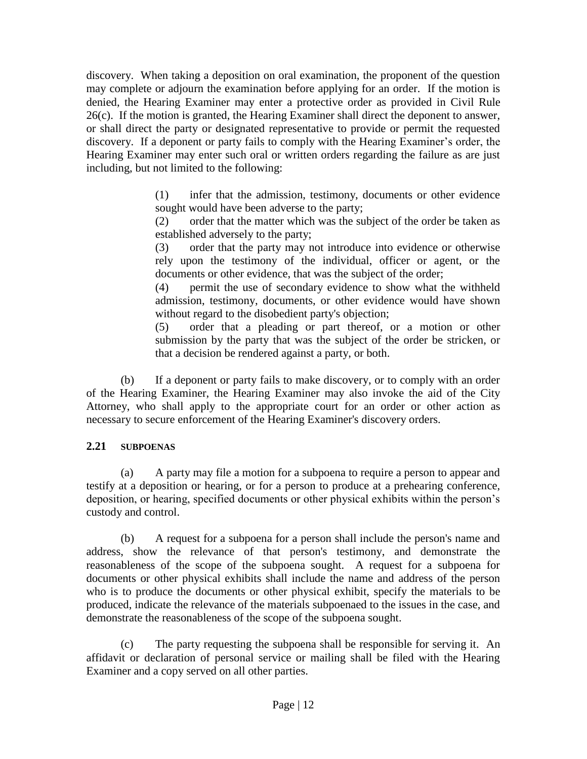discovery. When taking a deposition on oral examination, the proponent of the question may complete or adjourn the examination before applying for an order. If the motion is denied, the Hearing Examiner may enter a protective order as provided in Civil Rule 26(c). If the motion is granted, the Hearing Examiner shall direct the deponent to answer, or shall direct the party or designated representative to provide or permit the requested discovery. If a deponent or party fails to comply with the Hearing Examiner's order, the Hearing Examiner may enter such oral or written orders regarding the failure as are just including, but not limited to the following:

> (1) infer that the admission, testimony, documents or other evidence sought would have been adverse to the party;
>
> (2) order that the matter which was the subject of the order be taken as established adversely to the party;
>
> (3) order that the party may not introduce into evidence or otherwise rely upon the testimony of the individual, officer or agent, or the documents or other evidence, that was the subject of the order;
>
> (4) permit the use of secondary evidence to show what the withheld admission, testimony, documents, or other evidence would have shown without regard to the disobedient party's objection;
>
> (5) order that a pleading or part thereof, or a motion or other submission by the party that was the subject of the order be stricken, or that a decision be rendered against a party, or both.

(b) If a deponent or party fails to make discovery, or to comply with an order of the Hearing Examiner, the Hearing Examiner may also invoke the aid of the City Attorney, who shall apply to the appropriate court for an order or other action as necessary to secure enforcement of the Hearing Examiner's discovery orders.

## 2.21 SUBPOENAS

(a) A party may file a motion for a subpoena to require a person to appear and testify at a deposition or hearing, or for a person to produce at a prehearing conference, deposition, or hearing, specified documents or other physical exhibits within the person's custody and control.

(b) A request for a subpoena for a person shall include the person's name and address, show the relevance of that person's testimony, and demonstrate the reasonableness of the scope of the subpoena sought. A request for a subpoena for documents or other physical exhibits shall include the name and address of the person who is to produce the documents or other physical exhibit, specify the materials to be produced, indicate the relevance of the materials subpoenaed to the issues in the case, and demonstrate the reasonableness of the scope of the subpoena sought.

(c) The party requesting the subpoena shall be responsible for serving it. An affidavit or declaration of personal service or mailing shall be filed with the Hearing Examiner and a copy served on all other parties.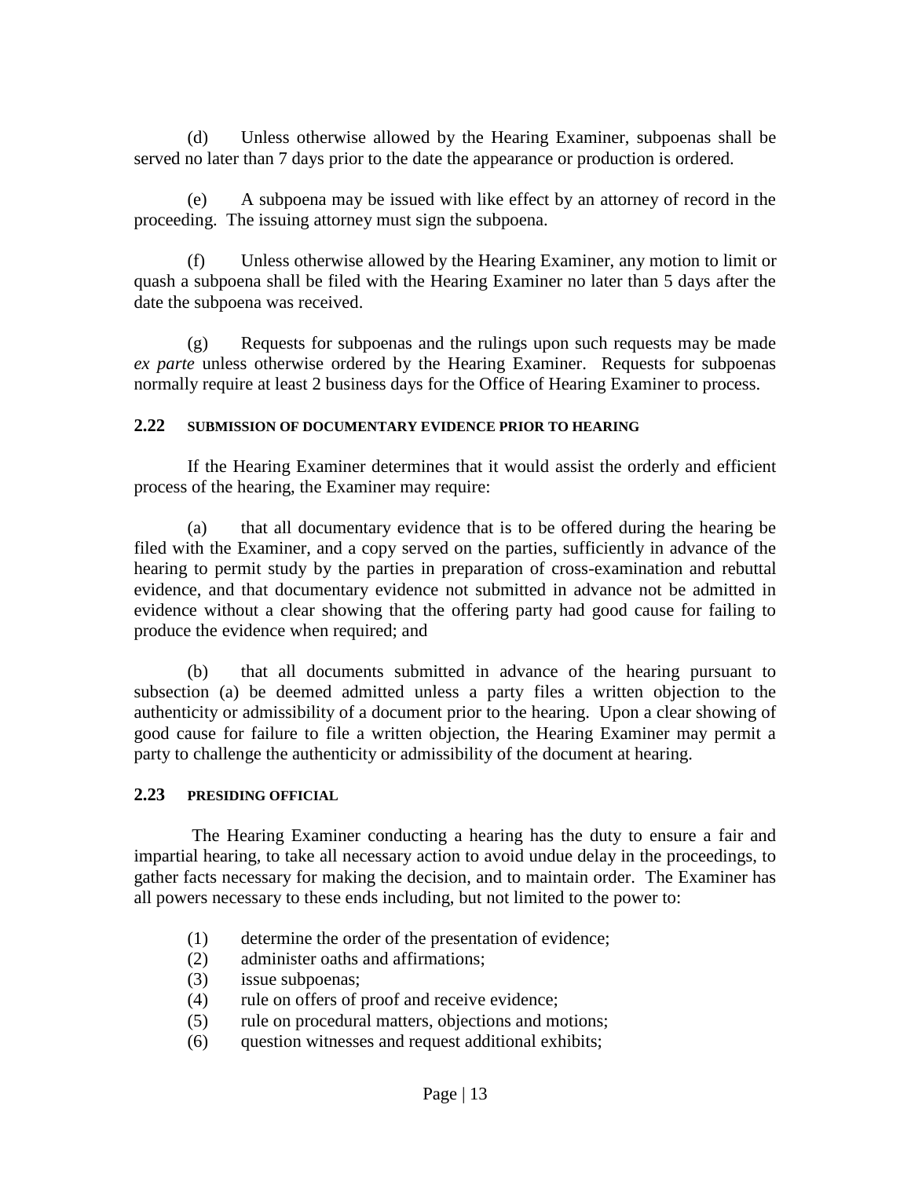(d) Unless otherwise allowed by the Hearing Examiner, subpoenas shall be served no later than 7 days prior to the date the appearance or production is ordered.

(e) A subpoena may be issued with like effect by an attorney of record in the proceeding. The issuing attorney must sign the subpoena.

(f) Unless otherwise allowed by the Hearing Examiner, any motion to limit or quash a subpoena shall be filed with the Hearing Examiner no later than 5 days after the date the subpoena was received.

(g) Requests for subpoenas and the rulings upon such requests may be made *ex parte* unless otherwise ordered by the Hearing Examiner. Requests for subpoenas normally require at least 2 business days for the Office of Hearing Examiner to process.

## 2.22 SUBMISSION OF DOCUMENTARY EVIDENCE PRIOR TO HEARING

If the Hearing Examiner determines that it would assist the orderly and efficient process of the hearing, the Examiner may require:

(a) that all documentary evidence that is to be offered during the hearing be filed with the Examiner, and a copy served on the parties, sufficiently in advance of the hearing to permit study by the parties in preparation of cross-examination and rebuttal evidence, and that documentary evidence not submitted in advance not be admitted in evidence without a clear showing that the offering party had good cause for failing to produce the evidence when required; and

(b) that all documents submitted in advance of the hearing pursuant to subsection (a) be deemed admitted unless a party files a written objection to the authenticity or admissibility of a document prior to the hearing. Upon a clear showing of good cause for failure to file a written objection, the Hearing Examiner may permit a party to challenge the authenticity or admissibility of the document at hearing.

## 2.23 PRESIDING OFFICIAL

The Hearing Examiner conducting a hearing has the duty to ensure a fair and impartial hearing, to take all necessary action to avoid undue delay in the proceedings, to gather facts necessary for making the decision, and to maintain order. The Examiner has all powers necessary to these ends including, but not limited to the power to:

(1) determine the order of the presentation of evidence;
(2) administer oaths and affirmations;
(3) issue subpoenas;
(4) rule on offers of proof and receive evidence;
(5) rule on procedural matters, objections and motions;
(6) question witnesses and request additional exhibits;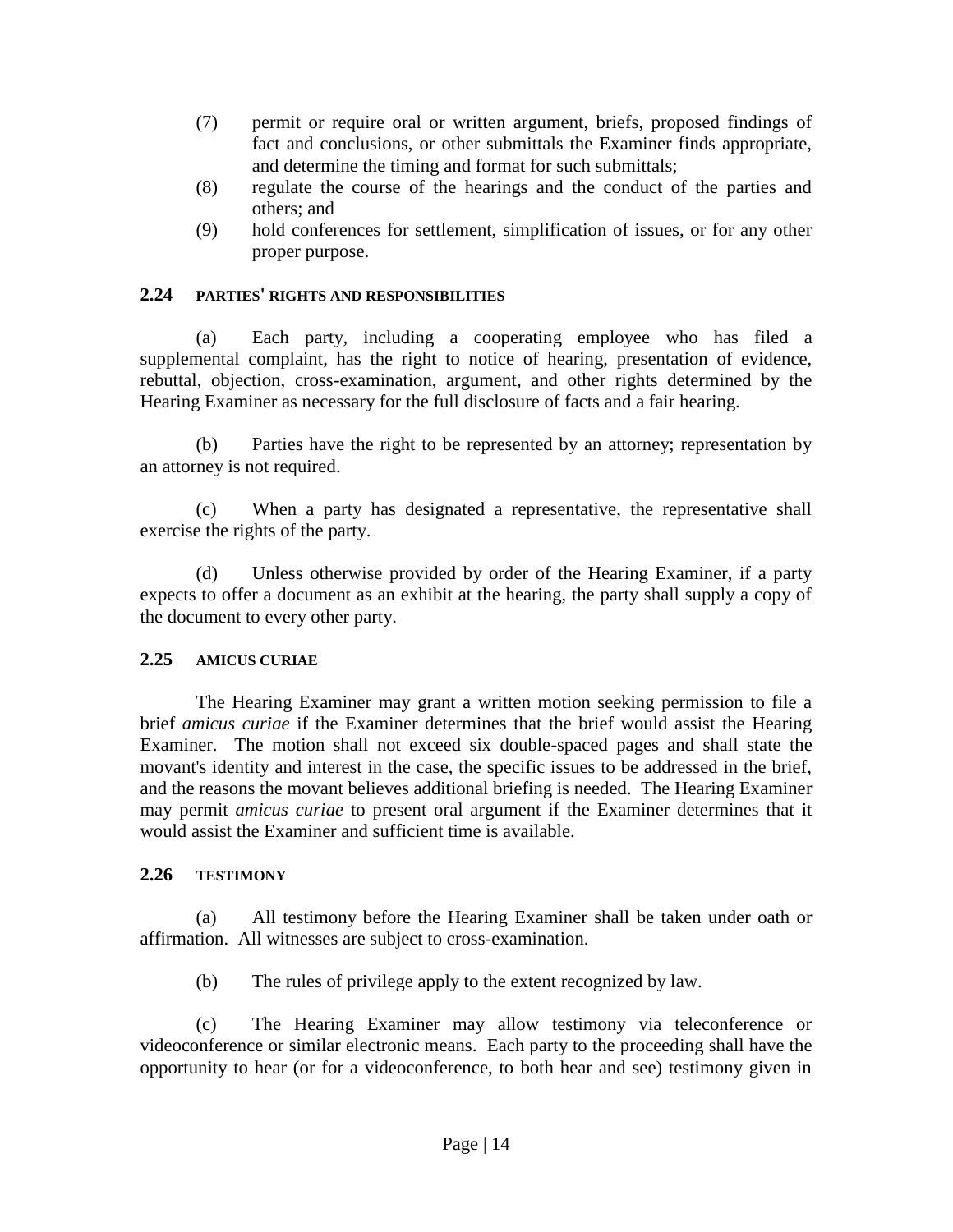(7) permit or require oral or written argument, briefs, proposed findings of fact and conclusions, or other submittals the Examiner finds appropriate, and determine the timing and format for such submittals;

(8) regulate the course of the hearings and the conduct of the parties and others; and

(9) hold conferences for settlement, simplification of issues, or for any other proper purpose.

### 2.24 PARTIES' RIGHTS AND RESPONSIBILITIES

(a) Each party, including a cooperating employee who has filed a supplemental complaint, has the right to notice of hearing, presentation of evidence, rebuttal, objection, cross-examination, argument, and other rights determined by the Hearing Examiner as necessary for the full disclosure of facts and a fair hearing.

(b) Parties have the right to be represented by an attorney; representation by an attorney is not required.

(c) When a party has designated a representative, the representative shall exercise the rights of the party.

(d) Unless otherwise provided by order of the Hearing Examiner, if a party expects to offer a document as an exhibit at the hearing, the party shall supply a copy of the document to every other party.

### 2.25 AMICUS CURIAE

The Hearing Examiner may grant a written motion seeking permission to file a brief *amicus curiae* if the Examiner determines that the brief would assist the Hearing Examiner. The motion shall not exceed six double-spaced pages and shall state the movant's identity and interest in the case, the specific issues to be addressed in the brief, and the reasons the movant believes additional briefing is needed. The Hearing Examiner may permit *amicus curiae* to present oral argument if the Examiner determines that it would assist the Examiner and sufficient time is available.

### 2.26 TESTIMONY

(a) All testimony before the Hearing Examiner shall be taken under oath or affirmation. All witnesses are subject to cross-examination.

(b) The rules of privilege apply to the extent recognized by law.

(c) The Hearing Examiner may allow testimony via teleconference or videoconference or similar electronic means. Each party to the proceeding shall have the opportunity to hear (or for a videoconference, to both hear and see) testimony given in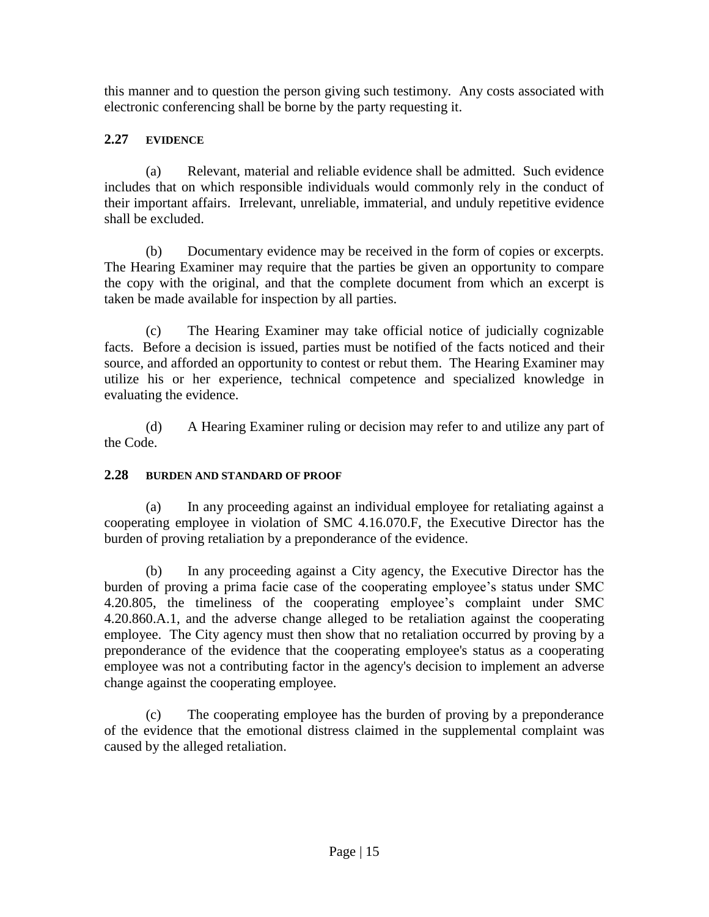this manner and to question the person giving such testimony. Any costs associated with electronic conferencing shall be borne by the party requesting it.

### 2.27 EVIDENCE

(a) Relevant, material and reliable evidence shall be admitted. Such evidence includes that on which responsible individuals would commonly rely in the conduct of their important affairs. Irrelevant, unreliable, immaterial, and unduly repetitive evidence shall be excluded.

(b) Documentary evidence may be received in the form of copies or excerpts. The Hearing Examiner may require that the parties be given an opportunity to compare the copy with the original, and that the complete document from which an excerpt is taken be made available for inspection by all parties.

(c) The Hearing Examiner may take official notice of judicially cognizable facts. Before a decision is issued, parties must be notified of the facts noticed and their source, and afforded an opportunity to contest or rebut them. The Hearing Examiner may utilize his or her experience, technical competence and specialized knowledge in evaluating the evidence.

(d) A Hearing Examiner ruling or decision may refer to and utilize any part of the Code.

### 2.28 BURDEN AND STANDARD OF PROOF

(a) In any proceeding against an individual employee for retaliating against a cooperating employee in violation of SMC 4.16.070.F, the Executive Director has the burden of proving retaliation by a preponderance of the evidence.

(b) In any proceeding against a City agency, the Executive Director has the burden of proving a prima facie case of the cooperating employee's status under SMC 4.20.805, the timeliness of the cooperating employee's complaint under SMC 4.20.860.A.1, and the adverse change alleged to be retaliation against the cooperating employee. The City agency must then show that no retaliation occurred by proving by a preponderance of the evidence that the cooperating employee's status as a cooperating employee was not a contributing factor in the agency's decision to implement an adverse change against the cooperating employee.

(c) The cooperating employee has the burden of proving by a preponderance of the evidence that the emotional distress claimed in the supplemental complaint was caused by the alleged retaliation.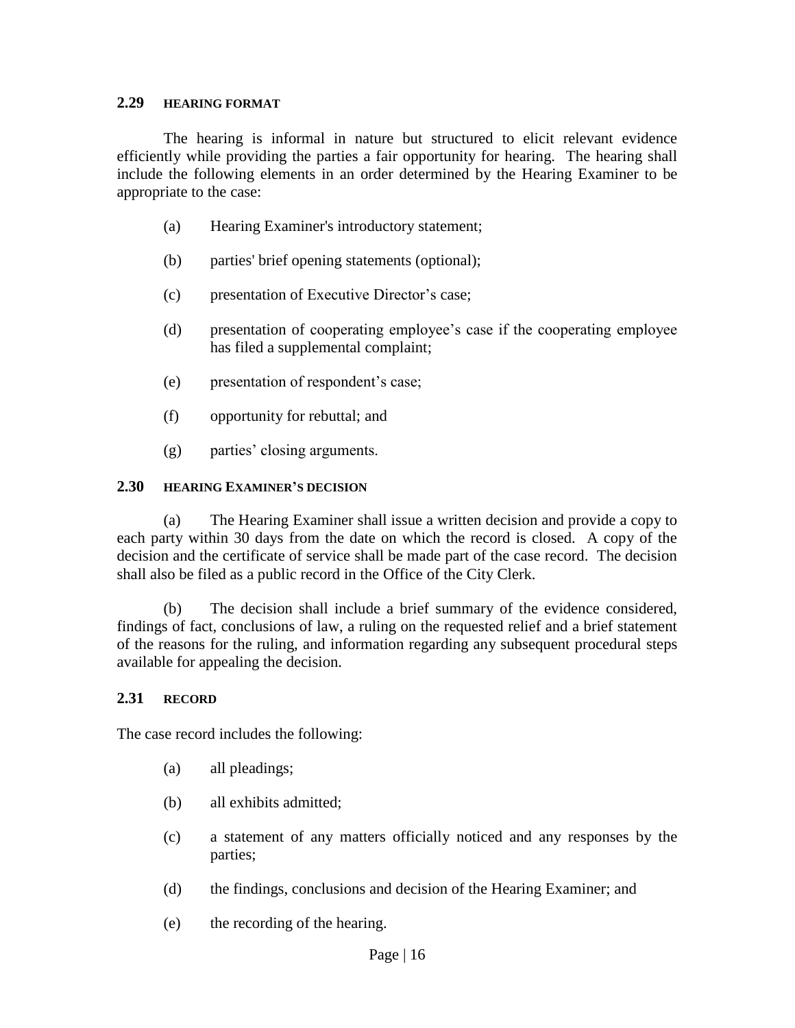### 2.29 HEARING FORMAT

The hearing is informal in nature but structured to elicit relevant evidence efficiently while providing the parties a fair opportunity for hearing. The hearing shall include the following elements in an order determined by the Hearing Examiner to be appropriate to the case:

(a) Hearing Examiner's introductory statement;

(b) parties' brief opening statements (optional);

(c) presentation of Executive Director's case;

(d) presentation of cooperating employee's case if the cooperating employee has filed a supplemental complaint;

(e) presentation of respondent's case;

(f) opportunity for rebuttal; and

(g) parties' closing arguments.

### 2.30 HEARING EXAMINER'S DECISION

(a) The Hearing Examiner shall issue a written decision and provide a copy to each party within 30 days from the date on which the record is closed. A copy of the decision and the certificate of service shall be made part of the case record. The decision shall also be filed as a public record in the Office of the City Clerk.

(b) The decision shall include a brief summary of the evidence considered, findings of fact, conclusions of law, a ruling on the requested relief and a brief statement of the reasons for the ruling, and information regarding any subsequent procedural steps available for appealing the decision.

### 2.31 RECORD

The case record includes the following:

(a) all pleadings;

(b) all exhibits admitted;

(c) a statement of any matters officially noticed and any responses by the parties;

(d) the findings, conclusions and decision of the Hearing Examiner; and

(e) the recording of the hearing.